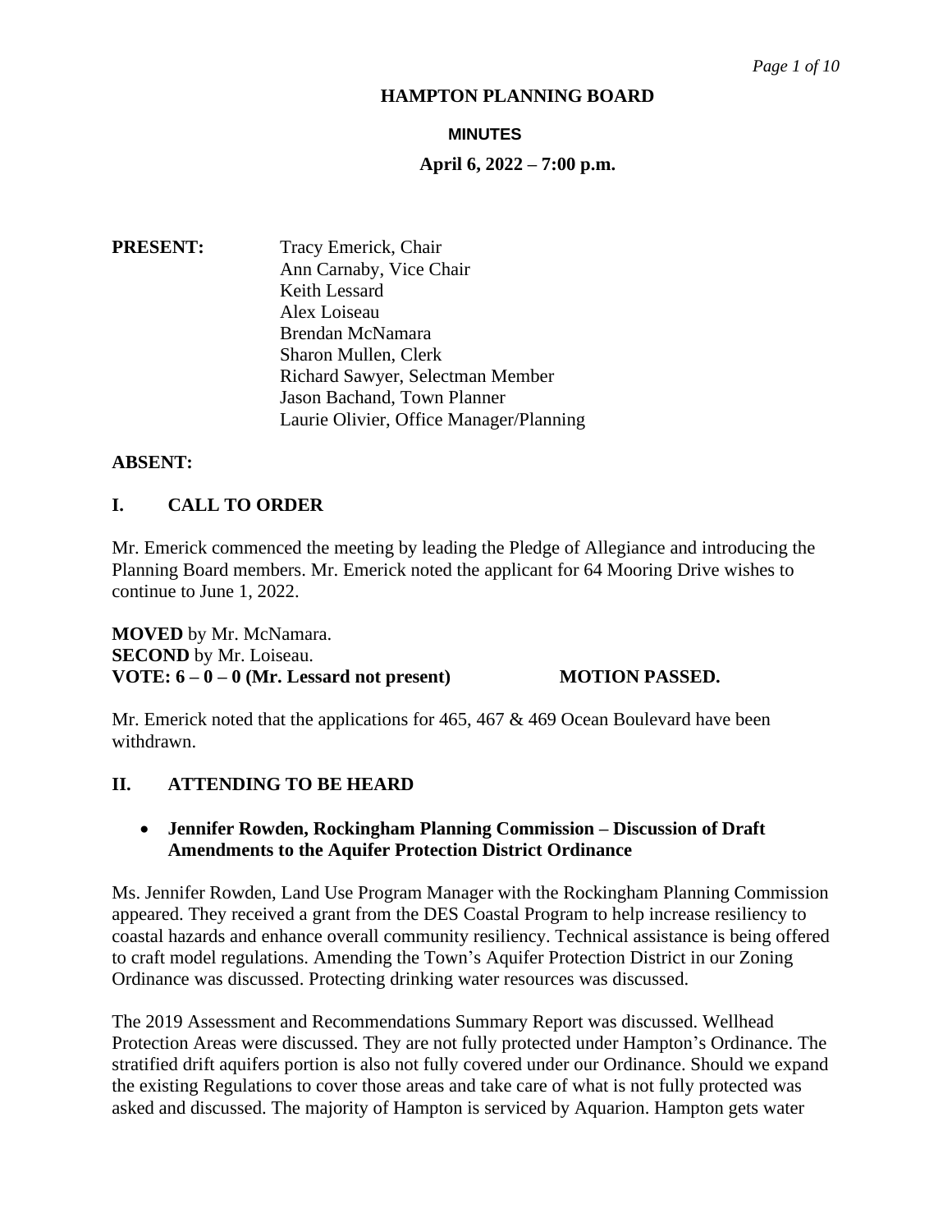# HAMPTON PLANNING BOARD

## MINUTES

**April 6, 2022 – 7:00 p.m.**

**PRESENT:** Tracy Emerick, Chair
Ann Carnaby, Vice Chair
Keith Lessard
Alex Loiseau
Brendan McNamara
Sharon Mullen, Clerk
Richard Sawyer, Selectman Member
Jason Bachand, Town Planner
Laurie Olivier, Office Manager/Planning

**ABSENT:**

## I. CALL TO ORDER

Mr. Emerick commenced the meeting by leading the Pledge of Allegiance and introducing the Planning Board members. Mr. Emerick noted the applicant for 64 Mooring Drive wishes to continue to June 1, 2022.

**MOVED** by Mr. McNamara.
**SECOND** by Mr. Loiseau.
**VOTE: 6 – 0 – 0 (Mr. Lessard not present) MOTION PASSED.**

Mr. Emerick noted that the applications for 465, 467 & 469 Ocean Boulevard have been withdrawn.

## II. ATTENDING TO BE HEARD

- **Jennifer Rowden, Rockingham Planning Commission – Discussion of Draft Amendments to the Aquifer Protection District Ordinance**

Ms. Jennifer Rowden, Land Use Program Manager with the Rockingham Planning Commission appeared. They received a grant from the DES Coastal Program to help increase resiliency to coastal hazards and enhance overall community resiliency. Technical assistance is being offered to craft model regulations. Amending the Town's Aquifer Protection District in our Zoning Ordinance was discussed. Protecting drinking water resources was discussed.

The 2019 Assessment and Recommendations Summary Report was discussed. Wellhead Protection Areas were discussed. They are not fully protected under Hampton's Ordinance. The stratified drift aquifers portion is also not fully covered under our Ordinance. Should we expand the existing Regulations to cover those areas and take care of what is not fully protected was asked and discussed. The majority of Hampton is serviced by Aquarion. Hampton gets water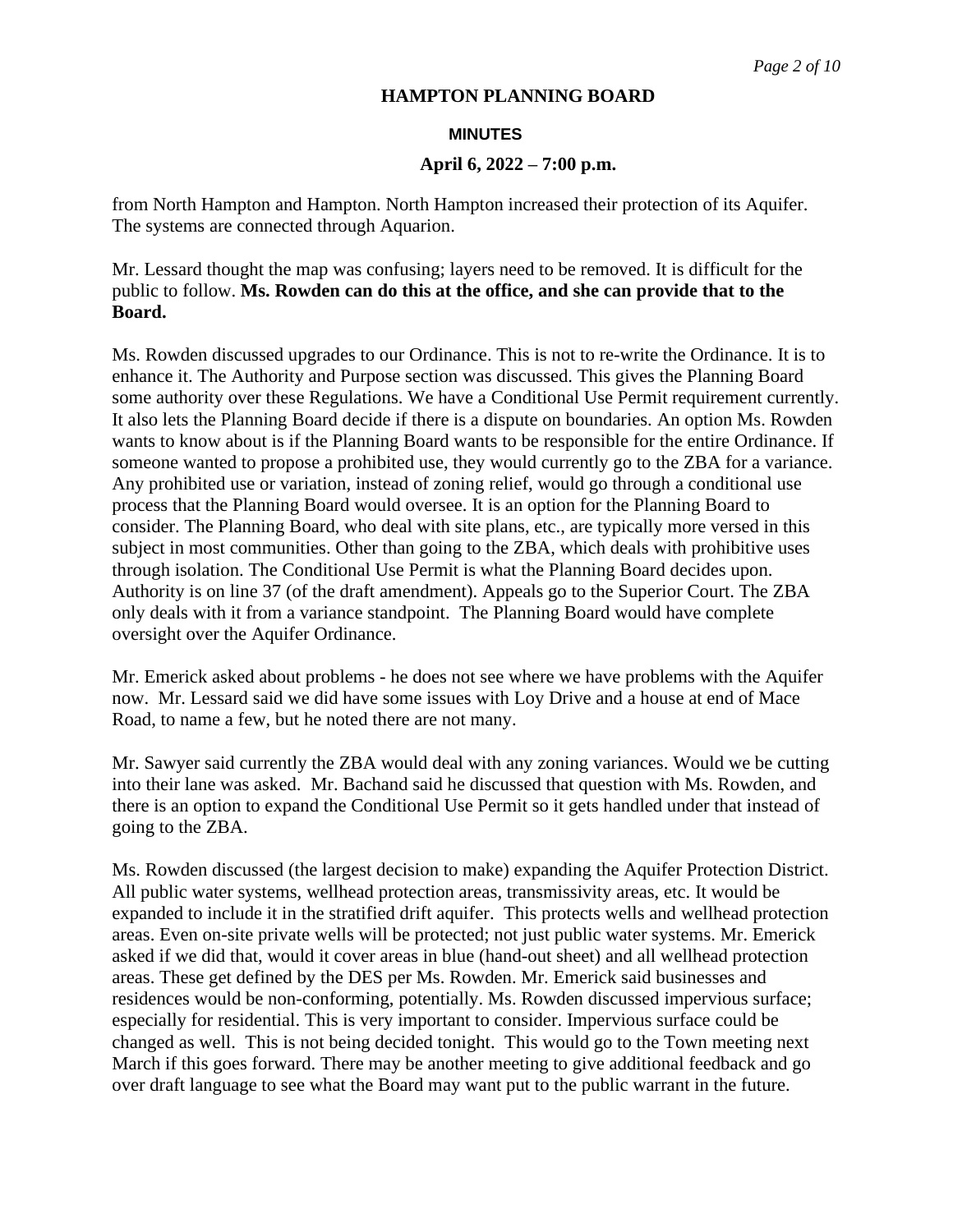from North Hampton and Hampton. North Hampton increased their protection of its Aquifer. The systems are connected through Aquarion.

Mr. Lessard thought the map was confusing; layers need to be removed. It is difficult for the public to follow. **Ms. Rowden can do this at the office, and she can provide that to the Board.**

Ms. Rowden discussed upgrades to our Ordinance. This is not to re-write the Ordinance. It is to enhance it. The Authority and Purpose section was discussed. This gives the Planning Board some authority over these Regulations. We have a Conditional Use Permit requirement currently. It also lets the Planning Board decide if there is a dispute on boundaries. An option Ms. Rowden wants to know about is if the Planning Board wants to be responsible for the entire Ordinance. If someone wanted to propose a prohibited use, they would currently go to the ZBA for a variance. Any prohibited use or variation, instead of zoning relief, would go through a conditional use process that the Planning Board would oversee. It is an option for the Planning Board to consider. The Planning Board, who deal with site plans, etc., are typically more versed in this subject in most communities. Other than going to the ZBA, which deals with prohibitive uses through isolation. The Conditional Use Permit is what the Planning Board decides upon. Authority is on line 37 (of the draft amendment). Appeals go to the Superior Court. The ZBA only deals with it from a variance standpoint. The Planning Board would have complete oversight over the Aquifer Ordinance.

Mr. Emerick asked about problems - he does not see where we have problems with the Aquifer now. Mr. Lessard said we did have some issues with Loy Drive and a house at end of Mace Road, to name a few, but he noted there are not many.

Mr. Sawyer said currently the ZBA would deal with any zoning variances. Would we be cutting into their lane was asked. Mr. Bachand said he discussed that question with Ms. Rowden, and there is an option to expand the Conditional Use Permit so it gets handled under that instead of going to the ZBA.

Ms. Rowden discussed (the largest decision to make) expanding the Aquifer Protection District. All public water systems, wellhead protection areas, transmissivity areas, etc. It would be expanded to include it in the stratified drift aquifer. This protects wells and wellhead protection areas. Even on-site private wells will be protected; not just public water systems. Mr. Emerick asked if we did that, would it cover areas in blue (hand-out sheet) and all wellhead protection areas. These get defined by the DES per Ms. Rowden. Mr. Emerick said businesses and residences would be non-conforming, potentially. Ms. Rowden discussed impervious surface; especially for residential. This is very important to consider. Impervious surface could be changed as well. This is not being decided tonight. This would go to the Town meeting next March if this goes forward. There may be another meeting to give additional feedback and go over draft language to see what the Board may want put to the public warrant in the future.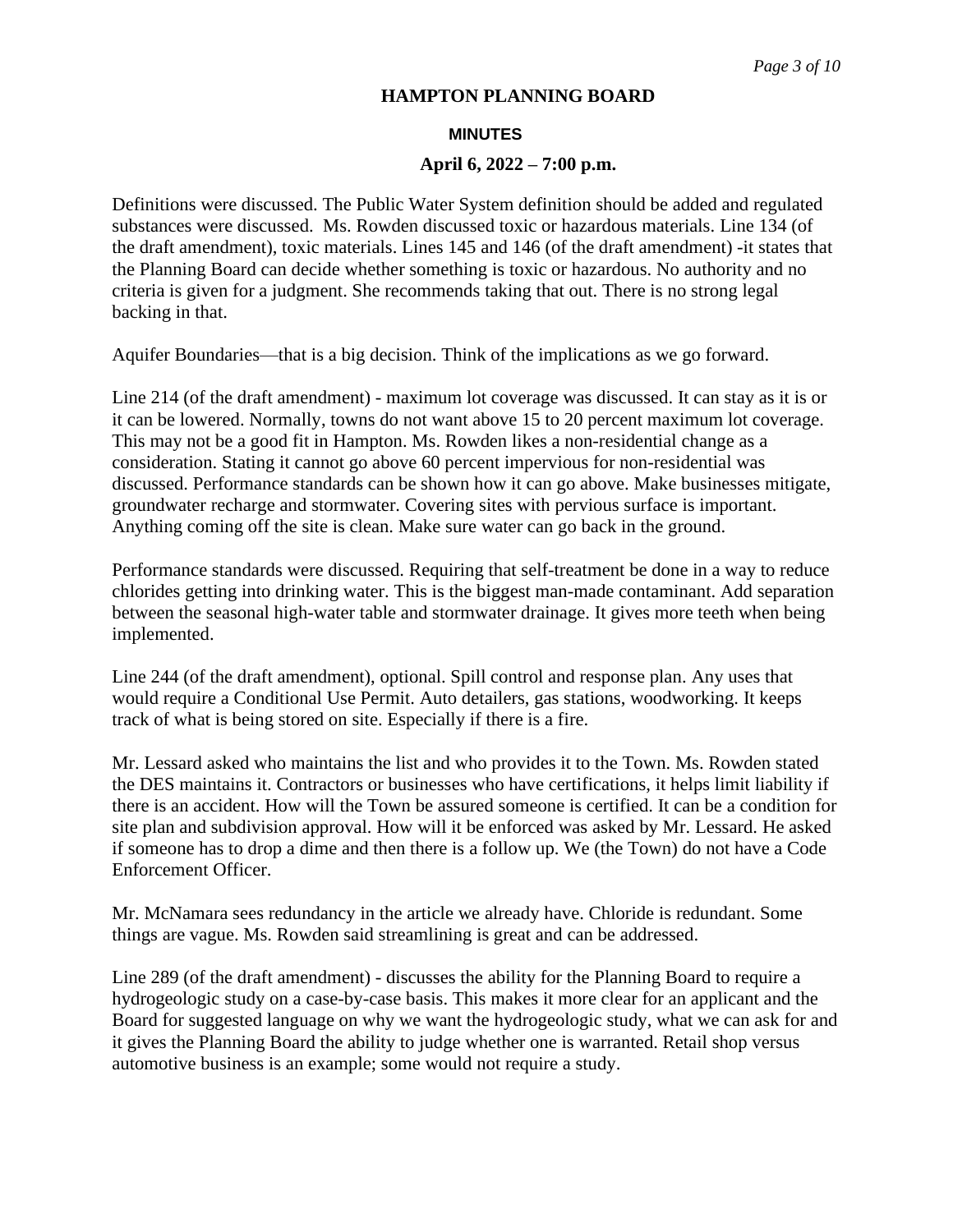# HAMPTON PLANNING BOARD

## MINUTES

### April 6, 2022 – 7:00 p.m.

Definitions were discussed. The Public Water System definition should be added and regulated substances were discussed. Ms. Rowden discussed toxic or hazardous materials. Line 134 (of the draft amendment), toxic materials. Lines 145 and 146 (of the draft amendment) -it states that the Planning Board can decide whether something is toxic or hazardous. No authority and no criteria is given for a judgment. She recommends taking that out. There is no strong legal backing in that.

Aquifer Boundaries—that is a big decision. Think of the implications as we go forward.

Line 214 (of the draft amendment) - maximum lot coverage was discussed. It can stay as it is or it can be lowered. Normally, towns do not want above 15 to 20 percent maximum lot coverage. This may not be a good fit in Hampton. Ms. Rowden likes a non-residential change as a consideration. Stating it cannot go above 60 percent impervious for non-residential was discussed. Performance standards can be shown how it can go above. Make businesses mitigate, groundwater recharge and stormwater. Covering sites with pervious surface is important. Anything coming off the site is clean. Make sure water can go back in the ground.

Performance standards were discussed. Requiring that self-treatment be done in a way to reduce chlorides getting into drinking water. This is the biggest man-made contaminant. Add separation between the seasonal high-water table and stormwater drainage. It gives more teeth when being implemented.

Line 244 (of the draft amendment), optional. Spill control and response plan. Any uses that would require a Conditional Use Permit. Auto detailers, gas stations, woodworking. It keeps track of what is being stored on site. Especially if there is a fire.

Mr. Lessard asked who maintains the list and who provides it to the Town. Ms. Rowden stated the DES maintains it. Contractors or businesses who have certifications, it helps limit liability if there is an accident. How will the Town be assured someone is certified. It can be a condition for site plan and subdivision approval. How will it be enforced was asked by Mr. Lessard. He asked if someone has to drop a dime and then there is a follow up. We (the Town) do not have a Code Enforcement Officer.

Mr. McNamara sees redundancy in the article we already have. Chloride is redundant. Some things are vague. Ms. Rowden said streamlining is great and can be addressed.

Line 289 (of the draft amendment) - discusses the ability for the Planning Board to require a hydrogeologic study on a case-by-case basis. This makes it more clear for an applicant and the Board for suggested language on why we want the hydrogeologic study, what we can ask for and it gives the Planning Board the ability to judge whether one is warranted. Retail shop versus automotive business is an example; some would not require a study.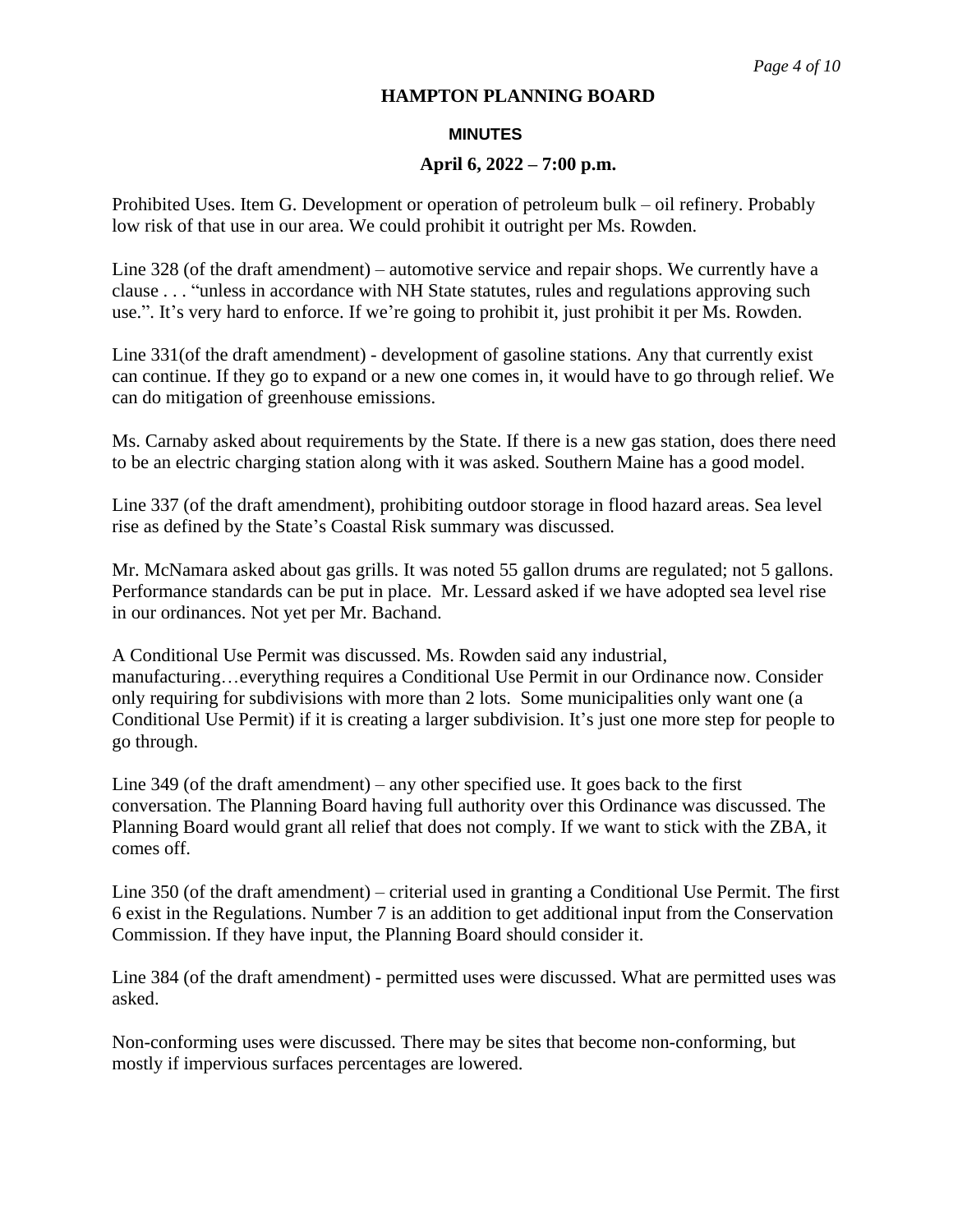**HAMPTON PLANNING BOARD**

**MINUTES**

**April 6, 2022 – 7:00 p.m.**

Prohibited Uses. Item G. Development or operation of petroleum bulk – oil refinery. Probably low risk of that use in our area. We could prohibit it outright per Ms. Rowden.

Line 328 (of the draft amendment) – automotive service and repair shops. We currently have a clause . . . "unless in accordance with NH State statutes, rules and regulations approving such use.". It's very hard to enforce. If we're going to prohibit it, just prohibit it per Ms. Rowden.

Line 331(of the draft amendment) - development of gasoline stations. Any that currently exist can continue. If they go to expand or a new one comes in, it would have to go through relief. We can do mitigation of greenhouse emissions.

Ms. Carnaby asked about requirements by the State. If there is a new gas station, does there need to be an electric charging station along with it was asked. Southern Maine has a good model.

Line 337 (of the draft amendment), prohibiting outdoor storage in flood hazard areas. Sea level rise as defined by the State's Coastal Risk summary was discussed.

Mr. McNamara asked about gas grills. It was noted 55 gallon drums are regulated; not 5 gallons. Performance standards can be put in place. Mr. Lessard asked if we have adopted sea level rise in our ordinances. Not yet per Mr. Bachand.

A Conditional Use Permit was discussed. Ms. Rowden said any industrial, manufacturing…everything requires a Conditional Use Permit in our Ordinance now. Consider only requiring for subdivisions with more than 2 lots. Some municipalities only want one (a Conditional Use Permit) if it is creating a larger subdivision. It's just one more step for people to go through.

Line 349 (of the draft amendment) – any other specified use. It goes back to the first conversation. The Planning Board having full authority over this Ordinance was discussed. The Planning Board would grant all relief that does not comply. If we want to stick with the ZBA, it comes off.

Line 350 (of the draft amendment) – criterial used in granting a Conditional Use Permit. The first 6 exist in the Regulations. Number 7 is an addition to get additional input from the Conservation Commission. If they have input, the Planning Board should consider it.

Line 384 (of the draft amendment) - permitted uses were discussed. What are permitted uses was asked.

Non-conforming uses were discussed. There may be sites that become non-conforming, but mostly if impervious surfaces percentages are lowered.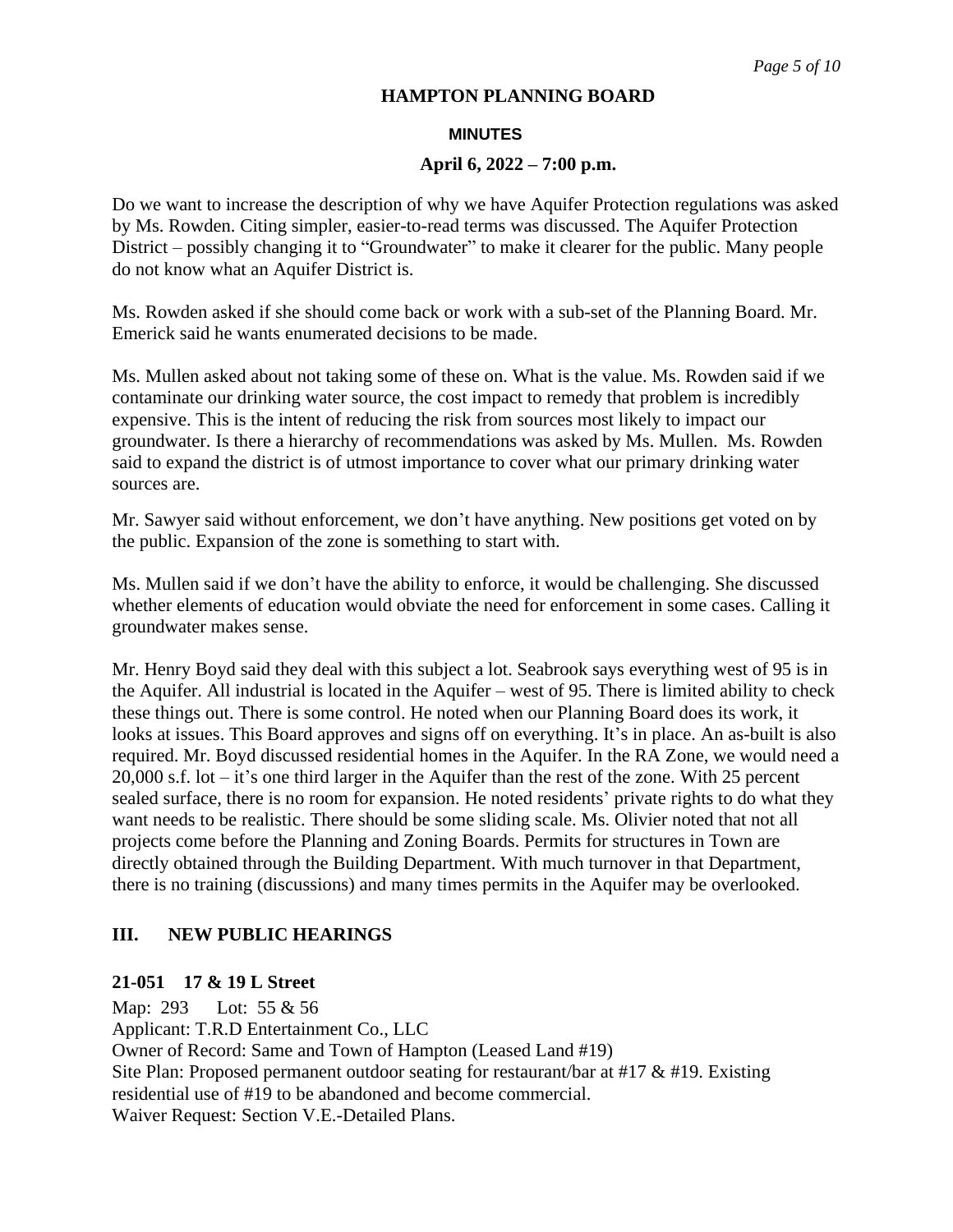**HAMPTON PLANNING BOARD**

**MINUTES**

**April 6, 2022 – 7:00 p.m.**

Do we want to increase the description of why we have Aquifer Protection regulations was asked by Ms. Rowden. Citing simpler, easier-to-read terms was discussed. The Aquifer Protection District – possibly changing it to "Groundwater" to make it clearer for the public. Many people do not know what an Aquifer District is.

Ms. Rowden asked if she should come back or work with a sub-set of the Planning Board. Mr. Emerick said he wants enumerated decisions to be made.

Ms. Mullen asked about not taking some of these on. What is the value. Ms. Rowden said if we contaminate our drinking water source, the cost impact to remedy that problem is incredibly expensive. This is the intent of reducing the risk from sources most likely to impact our groundwater. Is there a hierarchy of recommendations was asked by Ms. Mullen. Ms. Rowden said to expand the district is of utmost importance to cover what our primary drinking water sources are.

Mr. Sawyer said without enforcement, we don't have anything. New positions get voted on by the public. Expansion of the zone is something to start with.

Ms. Mullen said if we don't have the ability to enforce, it would be challenging. She discussed whether elements of education would obviate the need for enforcement in some cases. Calling it groundwater makes sense.

Mr. Henry Boyd said they deal with this subject a lot. Seabrook says everything west of 95 is in the Aquifer. All industrial is located in the Aquifer – west of 95. There is limited ability to check these things out. There is some control. He noted when our Planning Board does its work, it looks at issues. This Board approves and signs off on everything. It's in place. An as-built is also required. Mr. Boyd discussed residential homes in the Aquifer. In the RA Zone, we would need a 20,000 s.f. lot – it's one third larger in the Aquifer than the rest of the zone. With 25 percent sealed surface, there is no room for expansion. He noted residents' private rights to do what they want needs to be realistic. There should be some sliding scale. Ms. Olivier noted that not all projects come before the Planning and Zoning Boards. Permits for structures in Town are directly obtained through the Building Department. With much turnover in that Department, there is no training (discussions) and many times permits in the Aquifer may be overlooked.

## III. NEW PUBLIC HEARINGS

### 21-051 17 & 19 L Street

Map: 293 Lot: 55 & 56
Applicant: T.R.D Entertainment Co., LLC
Owner of Record: Same and Town of Hampton (Leased Land #19)
Site Plan: Proposed permanent outdoor seating for restaurant/bar at #17 & #19. Existing residential use of #19 to be abandoned and become commercial.
Waiver Request: Section V.E.-Detailed Plans.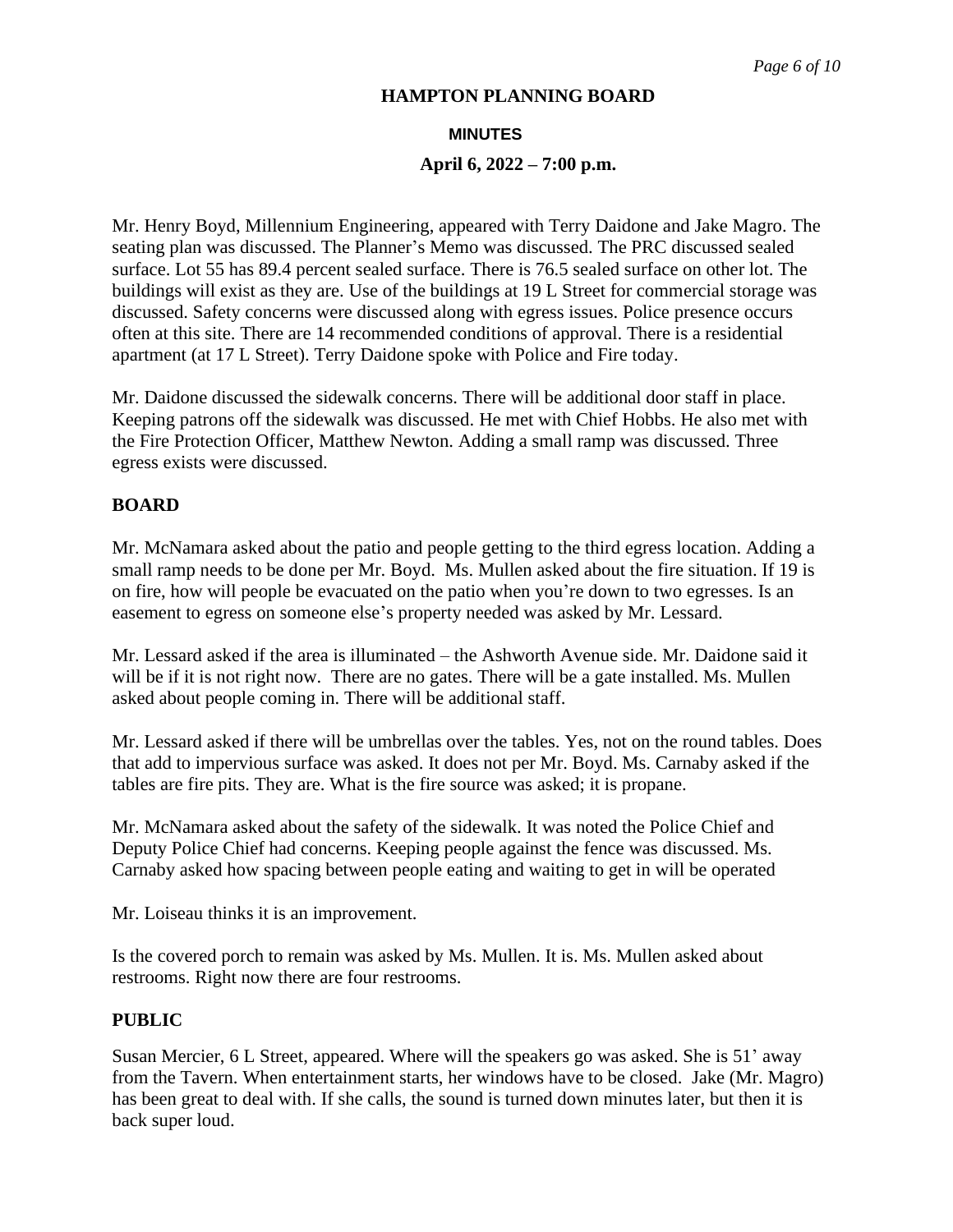**HAMPTON PLANNING BOARD**

**MINUTES**

**April 6, 2022 – 7:00 p.m.**

Mr. Henry Boyd, Millennium Engineering, appeared with Terry Daidone and Jake Magro. The seating plan was discussed. The Planner's Memo was discussed. The PRC discussed sealed surface. Lot 55 has 89.4 percent sealed surface. There is 76.5 sealed surface on other lot. The buildings will exist as they are. Use of the buildings at 19 L Street for commercial storage was discussed. Safety concerns were discussed along with egress issues. Police presence occurs often at this site. There are 14 recommended conditions of approval. There is a residential apartment (at 17 L Street). Terry Daidone spoke with Police and Fire today.

Mr. Daidone discussed the sidewalk concerns. There will be additional door staff in place. Keeping patrons off the sidewalk was discussed. He met with Chief Hobbs. He also met with the Fire Protection Officer, Matthew Newton. Adding a small ramp was discussed. Three egress exists were discussed.

## BOARD

Mr. McNamara asked about the patio and people getting to the third egress location. Adding a small ramp needs to be done per Mr. Boyd. Ms. Mullen asked about the fire situation. If 19 is on fire, how will people be evacuated on the patio when you're down to two egresses. Is an easement to egress on someone else's property needed was asked by Mr. Lessard.

Mr. Lessard asked if the area is illuminated – the Ashworth Avenue side. Mr. Daidone said it will be if it is not right now. There are no gates. There will be a gate installed. Ms. Mullen asked about people coming in. There will be additional staff.

Mr. Lessard asked if there will be umbrellas over the tables. Yes, not on the round tables. Does that add to impervious surface was asked. It does not per Mr. Boyd. Ms. Carnaby asked if the tables are fire pits. They are. What is the fire source was asked; it is propane.

Mr. McNamara asked about the safety of the sidewalk. It was noted the Police Chief and Deputy Police Chief had concerns. Keeping people against the fence was discussed. Ms. Carnaby asked how spacing between people eating and waiting to get in will be operated

Mr. Loiseau thinks it is an improvement.

Is the covered porch to remain was asked by Ms. Mullen. It is. Ms. Mullen asked about restrooms. Right now there are four restrooms.

## PUBLIC

Susan Mercier, 6 L Street, appeared. Where will the speakers go was asked. She is 51' away from the Tavern. When entertainment starts, her windows have to be closed. Jake (Mr. Magro) has been great to deal with. If she calls, the sound is turned down minutes later, but then it is back super loud.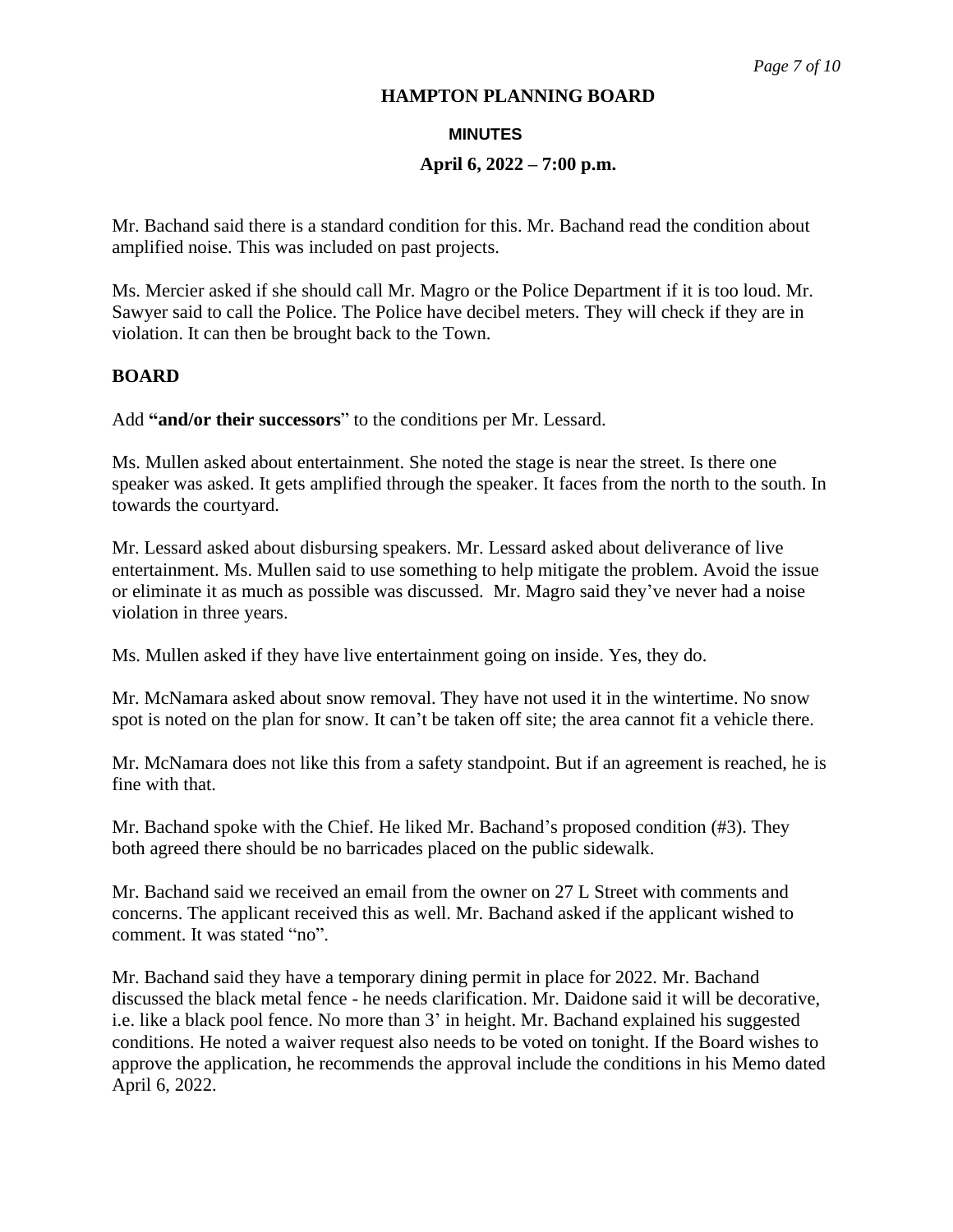Mr. Bachand said there is a standard condition for this. Mr. Bachand read the condition about amplified noise. This was included on past projects.

Ms. Mercier asked if she should call Mr. Magro or the Police Department if it is too loud. Mr. Sawyer said to call the Police. The Police have decibel meters. They will check if they are in violation. It can then be brought back to the Town.

## BOARD

Add **"and/or their successors**" to the conditions per Mr. Lessard.

Ms. Mullen asked about entertainment. She noted the stage is near the street. Is there one speaker was asked. It gets amplified through the speaker. It faces from the north to the south. In towards the courtyard.

Mr. Lessard asked about disbursing speakers. Mr. Lessard asked about deliverance of live entertainment. Ms. Mullen said to use something to help mitigate the problem. Avoid the issue or eliminate it as much as possible was discussed. Mr. Magro said they've never had a noise violation in three years.

Ms. Mullen asked if they have live entertainment going on inside. Yes, they do.

Mr. McNamara asked about snow removal. They have not used it in the wintertime. No snow spot is noted on the plan for snow. It can't be taken off site; the area cannot fit a vehicle there.

Mr. McNamara does not like this from a safety standpoint. But if an agreement is reached, he is fine with that.

Mr. Bachand spoke with the Chief. He liked Mr. Bachand's proposed condition (#3). They both agreed there should be no barricades placed on the public sidewalk.

Mr. Bachand said we received an email from the owner on 27 L Street with comments and concerns. The applicant received this as well. Mr. Bachand asked if the applicant wished to comment. It was stated "no".

Mr. Bachand said they have a temporary dining permit in place for 2022. Mr. Bachand discussed the black metal fence - he needs clarification. Mr. Daidone said it will be decorative, i.e. like a black pool fence. No more than 3' in height. Mr. Bachand explained his suggested conditions. He noted a waiver request also needs to be voted on tonight. If the Board wishes to approve the application, he recommends the approval include the conditions in his Memo dated April 6, 2022.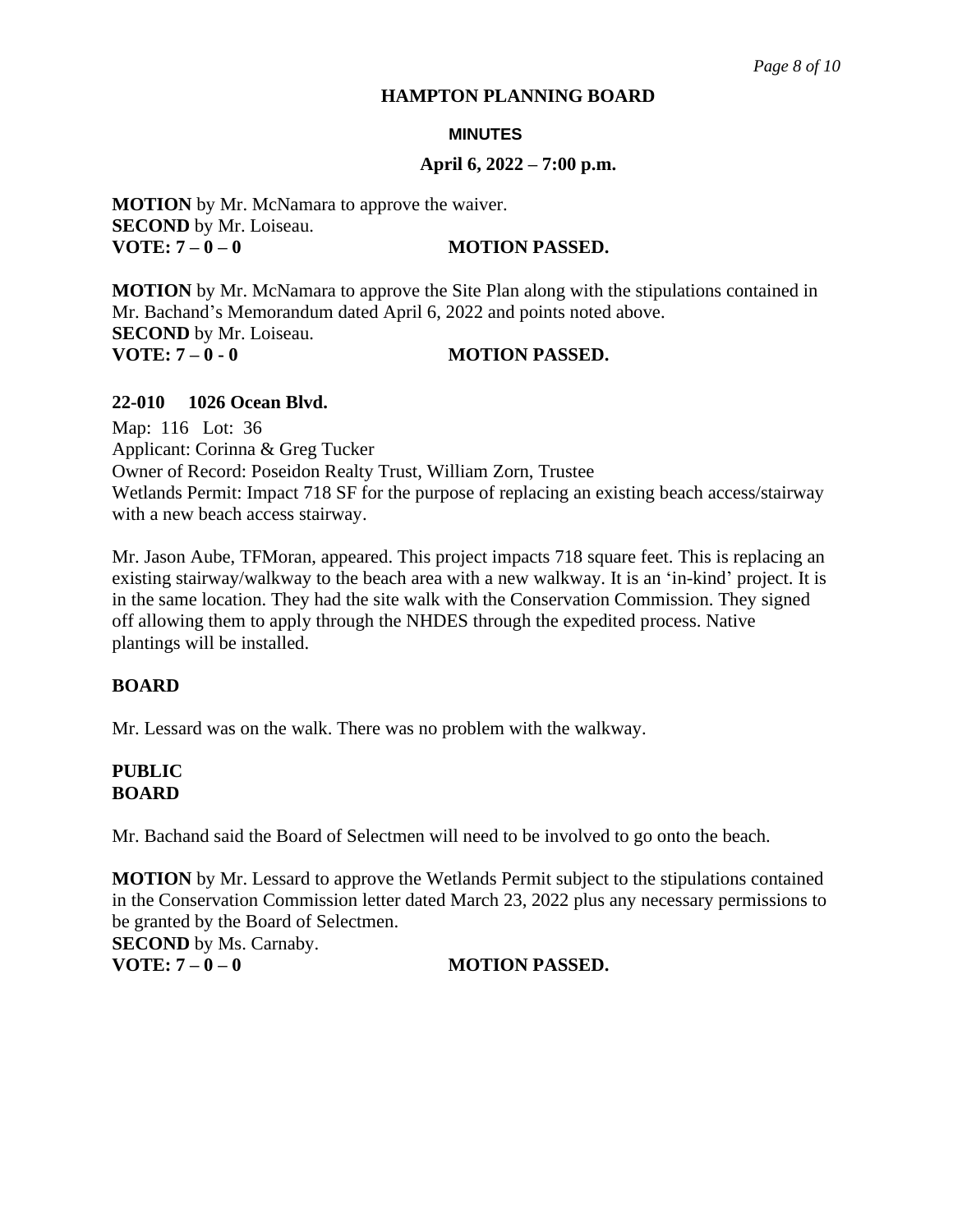**MOTION** by Mr. McNamara to approve the waiver.
**SECOND** by Mr. Loiseau.
**VOTE: 7 – 0 – 0** **MOTION PASSED.**

**MOTION** by Mr. McNamara to approve the Site Plan along with the stipulations contained in Mr. Bachand's Memorandum dated April 6, 2022 and points noted above.
**SECOND** by Mr. Loiseau.
**VOTE: 7 – 0 - 0** **MOTION PASSED.**

### 22-010 1026 Ocean Blvd.

Map: 116 Lot: 36
Applicant: Corinna & Greg Tucker
Owner of Record: Poseidon Realty Trust, William Zorn, Trustee
Wetlands Permit: Impact 718 SF for the purpose of replacing an existing beach access/stairway with a new beach access stairway.

Mr. Jason Aube, TFMoran, appeared. This project impacts 718 square feet. This is replacing an existing stairway/walkway to the beach area with a new walkway. It is an 'in-kind' project. It is in the same location. They had the site walk with the Conservation Commission. They signed off allowing them to apply through the NHDES through the expedited process. Native plantings will be installed.

**BOARD**

Mr. Lessard was on the walk. There was no problem with the walkway.

**PUBLIC**
**BOARD**

Mr. Bachand said the Board of Selectmen will need to be involved to go onto the beach.

**MOTION** by Mr. Lessard to approve the Wetlands Permit subject to the stipulations contained in the Conservation Commission letter dated March 23, 2022 plus any necessary permissions to be granted by the Board of Selectmen.
**SECOND** by Ms. Carnaby.
**VOTE: 7 – 0 – 0** **MOTION PASSED.**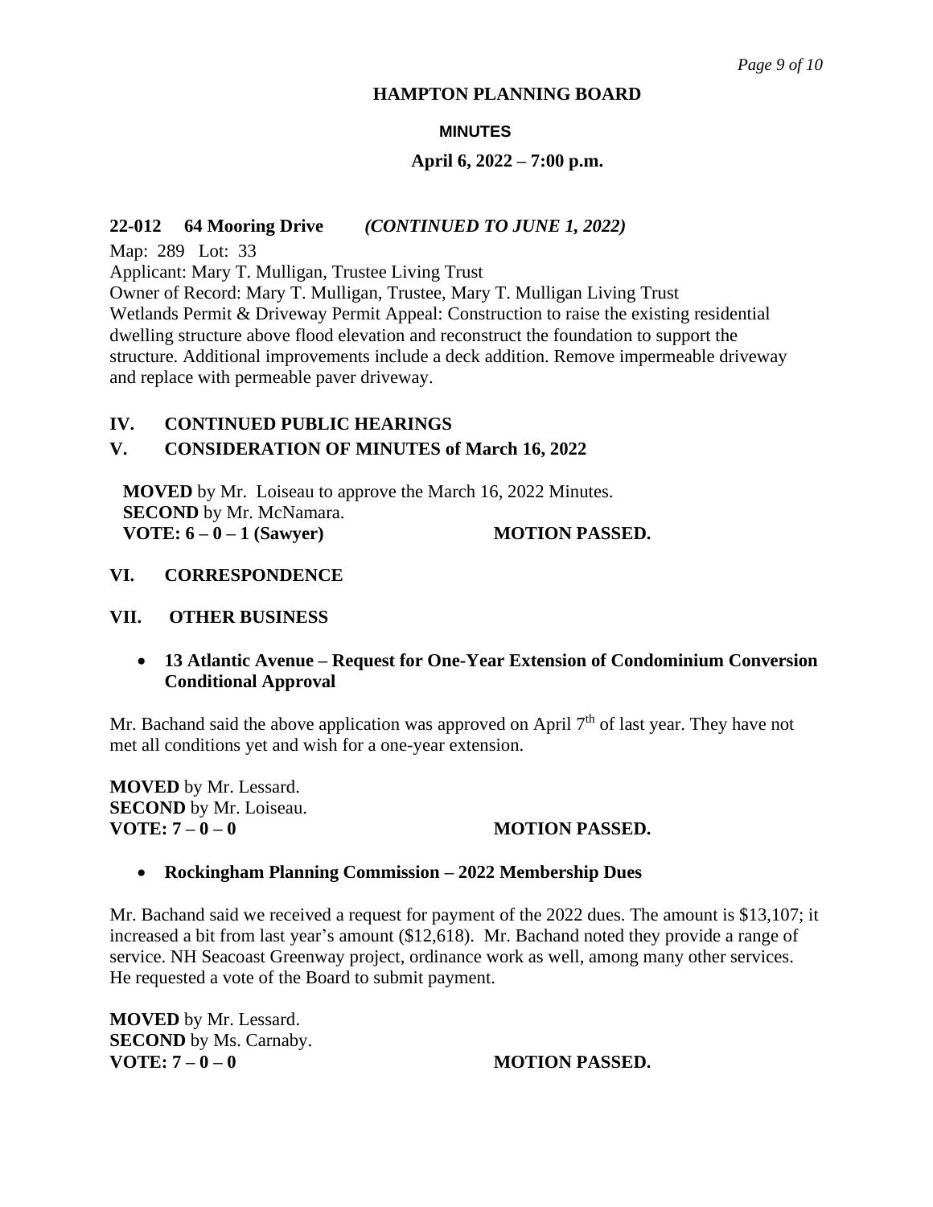**HAMPTON PLANNING BOARD**

**MINUTES**

**April 6, 2022 – 7:00 p.m.**

**22-012 64 Mooring Drive** ***(CONTINUED TO JUNE 1, 2022)***

Map: 289 Lot: 33
Applicant: Mary T. Mulligan, Trustee Living Trust
Owner of Record: Mary T. Mulligan, Trustee, Mary T. Mulligan Living Trust
Wetlands Permit & Driveway Permit Appeal: Construction to raise the existing residential dwelling structure above flood elevation and reconstruct the foundation to support the structure. Additional improvements include a deck addition. Remove impermeable driveway and replace with permeable paver driveway.

## IV. CONTINUED PUBLIC HEARINGS

## V. CONSIDERATION OF MINUTES of March 16, 2022

**MOVED** by Mr. Loiseau to approve the March 16, 2022 Minutes.
**SECOND** by Mr. McNamara.
**VOTE: 6 – 0 – 1 (Sawyer)** **MOTION PASSED.**

## VI. CORRESPONDENCE

## VII. OTHER BUSINESS

- **13 Atlantic Avenue – Request for One-Year Extension of Condominium Conversion Conditional Approval**

Mr. Bachand said the above application was approved on April 7th of last year. They have not met all conditions yet and wish for a one-year extension.

**MOVED** by Mr. Lessard.
**SECOND** by Mr. Loiseau.
**VOTE: 7 – 0 – 0** **MOTION PASSED.**

- **Rockingham Planning Commission – 2022 Membership Dues**

Mr. Bachand said we received a request for payment of the 2022 dues. The amount is $13,107; it increased a bit from last year's amount ($12,618). Mr. Bachand noted they provide a range of service. NH Seacoast Greenway project, ordinance work as well, among many other services. He requested a vote of the Board to submit payment.

**MOVED** by Mr. Lessard.
**SECOND** by Ms. Carnaby.
**VOTE: 7 – 0 – 0** **MOTION PASSED.**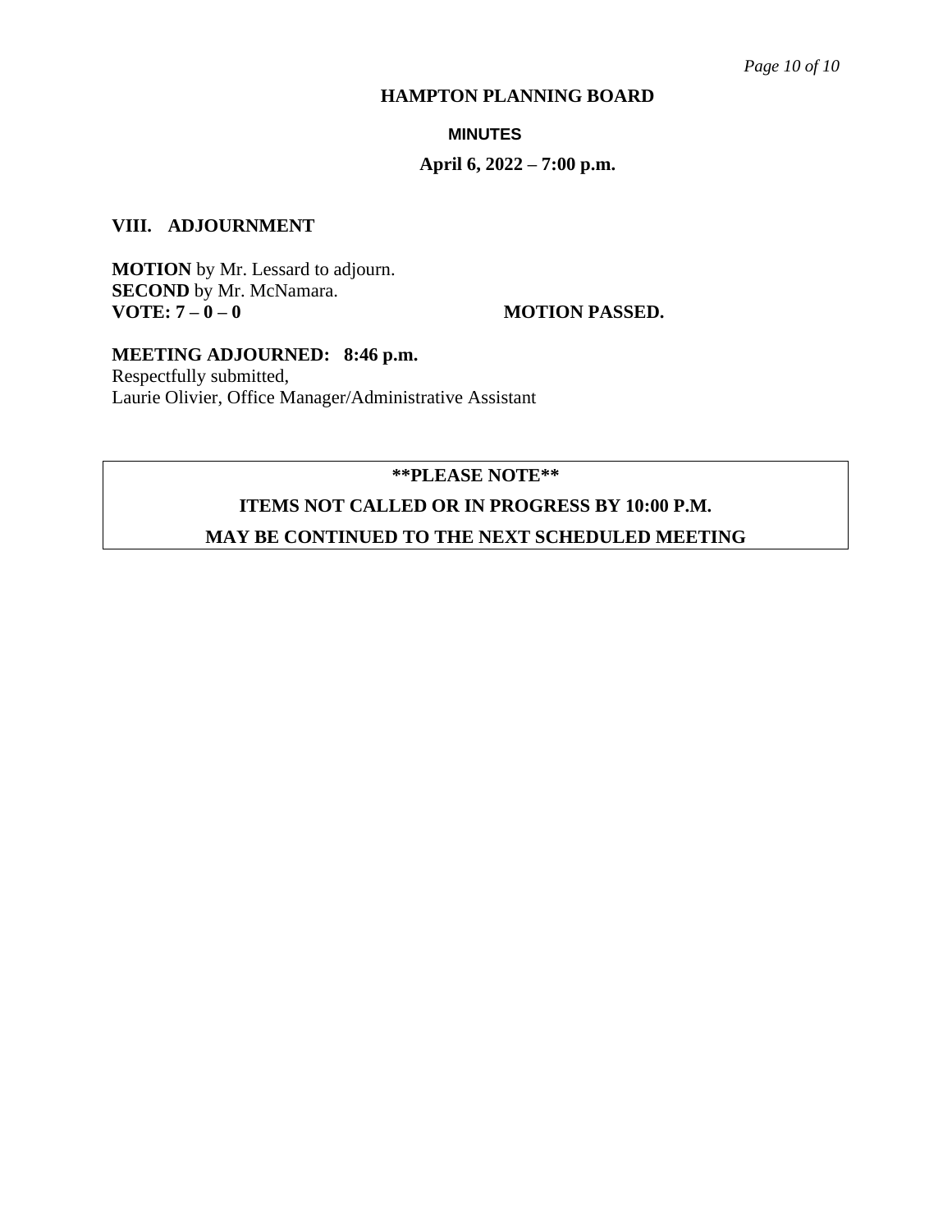## VIII. ADJOURNMENT

**MOTION** by Mr. Lessard to adjourn.
**SECOND** by Mr. McNamara.
**VOTE: 7 – 0 – 0** **MOTION PASSED.**

**MEETING ADJOURNED: 8:46 p.m.**
Respectfully submitted,
Laurie Olivier, Office Manager/Administrative Assistant

**\*\*PLEASE NOTE\*\***

**ITEMS NOT CALLED OR IN PROGRESS BY 10:00 P.M.**

**MAY BE CONTINUED TO THE NEXT SCHEDULED MEETING**